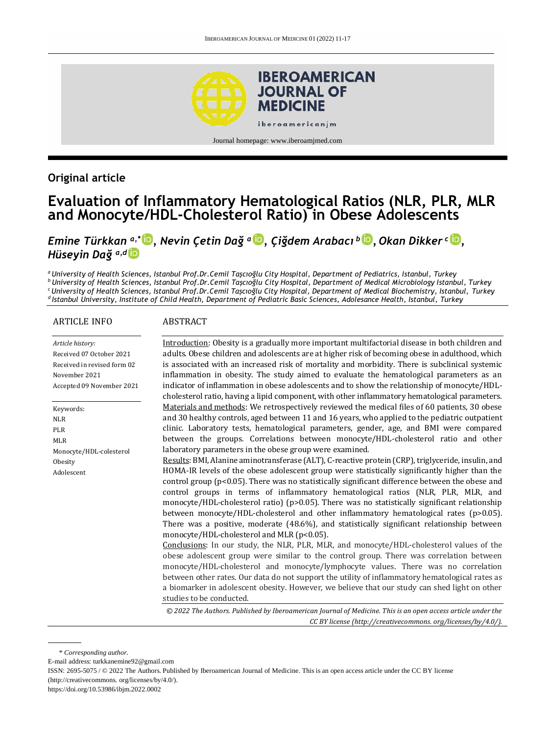## Original article

# Evaluation of Inflammatory Hematological Ratios (NLR, PLR, MLR and Monocyte/HDL-Cholesterol Ratio) in Obese Adolescents

***Emine Türkkan*** [a,*]***, Nevin Çetin Dağ*** [a]***, Çiğdem Arabacı*** [b]***, Okan Dikker*** [c]***, Hüseyin Dağ*** [a,d]

[a] *University of Health Sciences, Istanbul Prof.Dr.Cemil Taşcıoğlu City Hospital, Department of Pediatrics, Istanbul, Turkey*
[b] *University of Health Sciences, Istanbul Prof.Dr.Cemil Taşcıoğlu City Hospital, Department of Medical Microbiology Istanbul, Turkey*
[c] *University of Health Sciences, Istanbul Prof.Dr.Cemil Taşcıoğlu City Hospital, Department of Medical Biochemistry, Istanbul, Turkey*
[d] *Istanbul University, Institute of Child Health, Department of Pediatric Basic Sciences, Adolesance Health, Istanbul, Turkey*

### ARTICLE INFO

*Article history:*
Received 07 October 2021
Received in revised form 02 November 2021
Accepted 09 November 2021

Keywords:
NLR
PLR
MLR
Monocyte/HDL-colesterol
Obesity
Adolescent

### ABSTRACT

Introduction: Obesity is a gradually more important multifactorial disease in both children and adults. Obese children and adolescents are at higher risk of becoming obese in adulthood, which is associated with an increased risk of mortality and morbidity. There is subclinical systemic inflammation in obesity. The study aimed to evaluate the hematological parameters as an indicator of inflammation in obese adolescents and to show the relationship of monocyte/HDL-cholesterol ratio, having a lipid component, with other inflammatory hematological parameters.

Materials and methods: We retrospectively reviewed the medical files of 60 patients, 30 obese and 30 healthy controls, aged between 11 and 16 years, who applied to the pediatric outpatient clinic. Laboratory tests, hematological parameters, gender, age, and BMI were compared between the groups. Correlations between monocyte/HDL-cholesterol ratio and other laboratory parameters in the obese group were examined.

Results: BMI, Alanine aminotransferase (ALT), C-reactive protein (CRP), triglyceride, insulin, and HOMA-IR levels of the obese adolescent group were statistically significantly higher than the control group ($p<0.05$). There was no statistically significant difference between the obese and control groups in terms of inflammatory hematological ratios (NLR, PLR, MLR, and monocyte/HDL-cholesterol ratio) ($p>0.05$). There was no statistically significant relationship between monocyte/HDL-cholesterol and other inflammatory hematological rates ($p>0.05$). There was a positive, moderate (48.6%), and statistically significant relationship between monocyte/HDL-cholesterol and MLR ($p<0.05$).

Conclusions: In our study, the NLR, PLR, MLR, and monocyte/HDL-cholesterol values of the obese adolescent group were similar to the control group. There was correlation between monocyte/HDL-cholesterol and monocyte/lymphocyte values. There was no correlation between other rates. Our data do not support the utility of inflammatory hematological rates as a biomarker in adolescent obesity. However, we believe that our study can shed light on other studies to be conducted.

*© 2022 The Authors. Published by Iberoamerican Journal of Medicine. This is an open access article under the CC BY license (http://creativecommons. org/licenses/by/4.0/).*

---

\* *Corresponding author.*
E-mail address: turkkanemine92@gmail.com
ISSN: 2695-5075 / © 2022 The Authors. Published by Iberoamerican Journal of Medicine. This is an open access article under the CC BY license (http://creativecommons. org/licenses/by/4.0/).
https://doi.org/10.53986/ibjm.2022.0002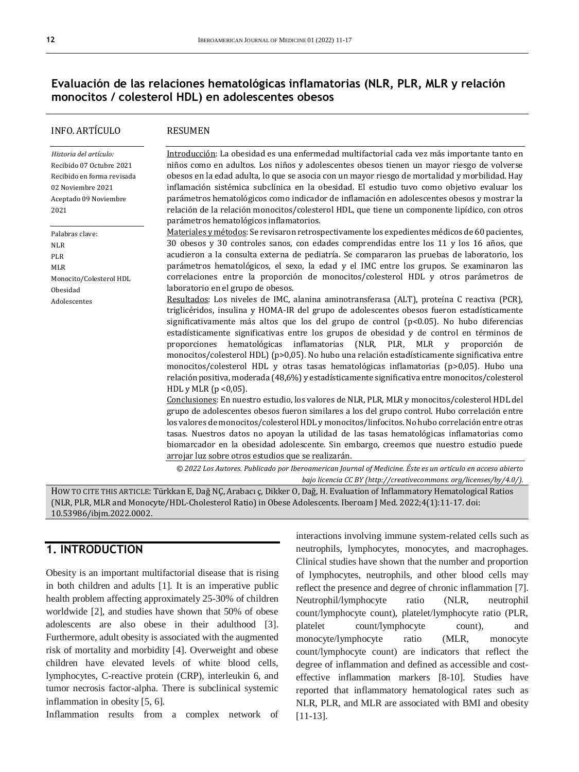## Evaluación de las relaciones hematológicas inflamatorias (NLR, PLR, MLR y relación monocitos / colesterol HDL) en adolescentes obesos

**INFO. ARTÍCULO**

*Historia del artículo:*
Recibido 07 Octubre 2021
Recibido en forma revisada 02 Noviembre 2021
Aceptado 09 Noviembre 2021

Palabras clave:
NLR
PLR
MLR
Monocito/Colesterol HDL
Obesidad
Adolescentes

**RESUMEN**

Introducción: La obesidad es una enfermedad multifactorial cada vez más importante tanto en niños como en adultos. Los niños y adolescentes obesos tienen un mayor riesgo de volverse obesos en la edad adulta, lo que se asocia con un mayor riesgo de mortalidad y morbilidad. Hay inflamación sistémica subclínica en la obesidad. El estudio tuvo como objetivo evaluar los parámetros hematológicos como indicador de inflamación en adolescentes obesos y mostrar la relación de la relación monocitos/colesterol HDL, que tiene un componente lipídico, con otros parámetros hematológicos inflamatorios.

Materiales y métodos: Se revisaron retrospectivamente los expedientes médicos de 60 pacientes, 30 obesos y 30 controles sanos, con edades comprendidas entre los 11 y los 16 años, que acudieron a la consulta externa de pediatría. Se compararon las pruebas de laboratorio, los parámetros hematológicos, el sexo, la edad y el IMC entre los grupos. Se examinaron las correlaciones entre la proporción de monocitos/colesterol HDL y otros parámetros de laboratorio en el grupo de obesos.

Resultados: Los niveles de IMC, alanina aminotransferasa (ALT), proteína C reactiva (PCR), triglicéridos, insulina y HOMA-IR del grupo de adolescentes obesos fueron estadísticamente significativamente más altos que los del grupo de control ($p<0.05$). No hubo diferencias estadísticamente significativas entre los grupos de obesidad y de control en términos de proporciones hematológicas inflamatorias (NLR, PLR, MLR y proporción de monocitos/colesterol HDL) ($p>0,05$). No hubo una relación estadísticamente significativa entre monocitos/colesterol HDL y otras tasas hematológicas inflamatorias ($p>0,05$). Hubo una relación positiva, moderada (48,6%) y estadísticamente significativa entre monocitos/colesterol HDL y MLR ($p<0,05$).

Conclusiones: En nuestro estudio, los valores de NLR, PLR, MLR y monocitos/colesterol HDL del grupo de adolescentes obesos fueron similares a los del grupo control. Hubo correlación entre los valores de monocitos/colesterol HDL y monocitos/linfocitos. No hubo correlación entre otras tasas. Nuestros datos no apoyan la utilidad de las tasas hematológicas inflamatorias como biomarcador en la obesidad adolescente. Sin embargo, creemos que nuestro estudio puede arrojar luz sobre otros estudios que se realizarán.

*© 2022 Los Autores. Publicado por Iberoamerican Journal of Medicine. Éste es un artículo en acceso abierto bajo licencia CC BY (http://creativecommons. org/licenses/by/4.0/).*

HOW TO CITE THIS ARTICLE: Türkkan E, Dağ NÇ, Arabacı ç, Dikker O, Dağ, H. Evaluation of Inflammatory Hematological Ratios (NLR, PLR, MLR and Monocyte/HDL-Cholesterol Ratio) in Obese Adolescents. Iberoam J Med. 2022;4(1):11-17. doi: 10.53986/ibjm.2022.0002.

## 1. INTRODUCTION

Obesity is an important multifactorial disease that is rising in both children and adults [1]. It is an imperative public health problem affecting approximately 25-30% of children worldwide [2], and studies have shown that 50% of obese adolescents are also obese in their adulthood [3]. Furthermore, adult obesity is associated with the augmented risk of mortality and morbidity [4]. Overweight and obese children have elevated levels of white blood cells, lymphocytes, C-reactive protein (CRP), interleukin 6, and tumor necrosis factor-alpha. There is subclinical systemic inflammation in obesity [5, 6].

Inflammation results from a complex network of interactions involving immune system-related cells such as neutrophils, lymphocytes, monocytes, and macrophages. Clinical studies have shown that the number and proportion of lymphocytes, neutrophils, and other blood cells may reflect the presence and degree of chronic inflammation [7]. Neutrophil/lymphocyte ratio (NLR, neutrophil count/lymphocyte count), platelet/lymphocyte ratio (PLR, platelet count/lymphocyte count), and monocyte/lymphocyte ratio (MLR, monocyte count/lymphocyte count) are indicators that reflect the degree of inflammation and defined as accessible and cost-effective inflammation markers [8-10]. Studies have reported that inflammatory hematological rates such as NLR, PLR, and MLR are associated with BMI and obesity [11-13].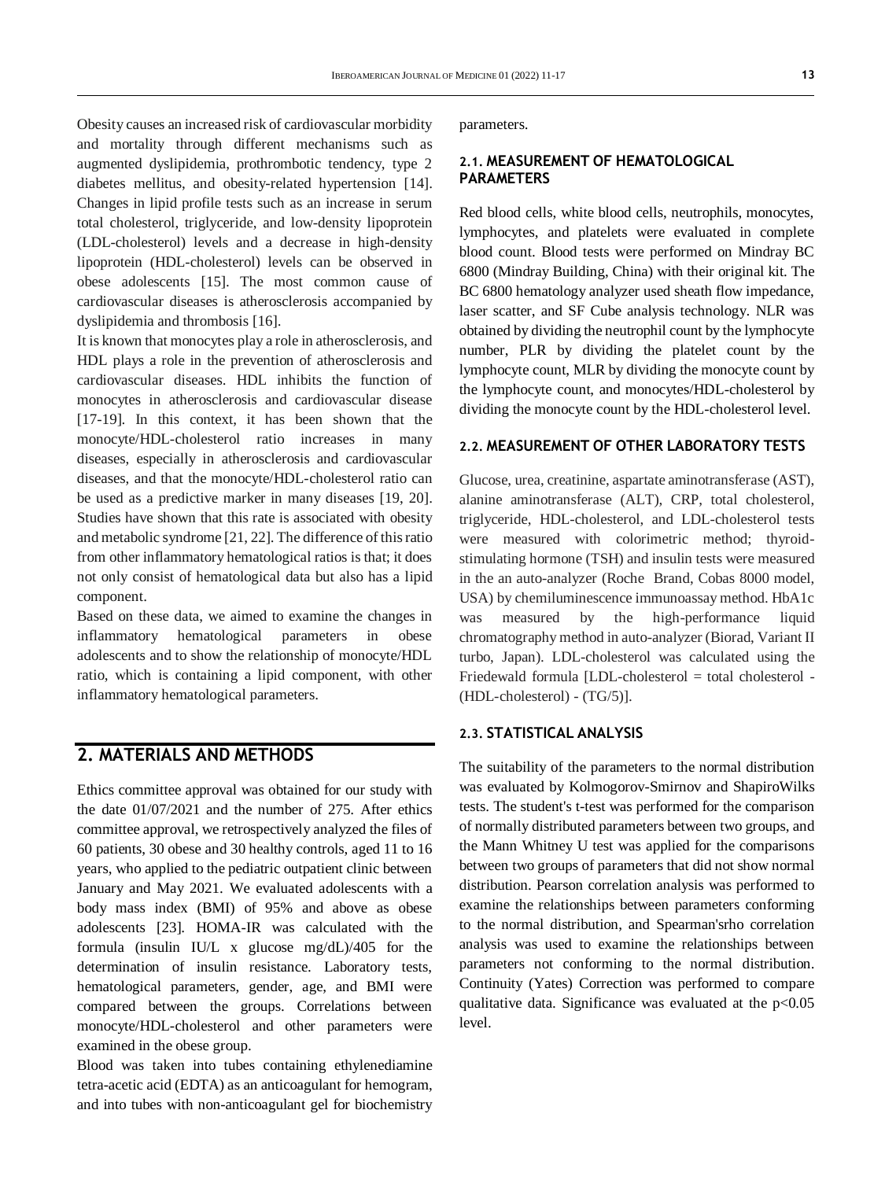Obesity causes an increased risk of cardiovascular morbidity and mortality through different mechanisms such as augmented dyslipidemia, prothrombotic tendency, type 2 diabetes mellitus, and obesity-related hypertension [14]. Changes in lipid profile tests such as an increase in serum total cholesterol, triglyceride, and low-density lipoprotein (LDL-cholesterol) levels and a decrease in high-density lipoprotein (HDL-cholesterol) levels can be observed in obese adolescents [15]. The most common cause of cardiovascular diseases is atherosclerosis accompanied by dyslipidemia and thrombosis [16].

It is known that monocytes play a role in atherosclerosis, and HDL plays a role in the prevention of atherosclerosis and cardiovascular diseases. HDL inhibits the function of monocytes in atherosclerosis and cardiovascular disease [17-19]. In this context, it has been shown that the monocyte/HDL-cholesterol ratio increases in many diseases, especially in atherosclerosis and cardiovascular diseases, and that the monocyte/HDL-cholesterol ratio can be used as a predictive marker in many diseases [19, 20]. Studies have shown that this rate is associated with obesity and metabolic syndrome [21, 22]. The difference of this ratio from other inflammatory hematological ratios is that; it does not only consist of hematological data but also has a lipid component.

Based on these data, we aimed to examine the changes in inflammatory hematological parameters in obese adolescents and to show the relationship of monocyte/HDL ratio, which is containing a lipid component, with other inflammatory hematological parameters.

## 2. MATERIALS AND METHODS

Ethics committee approval was obtained for our study with the date 01/07/2021 and the number of 275. After ethics committee approval, we retrospectively analyzed the files of 60 patients, 30 obese and 30 healthy controls, aged 11 to 16 years, who applied to the pediatric outpatient clinic between January and May 2021. We evaluated adolescents with a body mass index (BMI) of 95% and above as obese adolescents [23]. HOMA-IR was calculated with the formula (insulin IU/L x glucose mg/dL)/405 for the determination of insulin resistance. Laboratory tests, hematological parameters, gender, age, and BMI were compared between the groups. Correlations between monocyte/HDL-cholesterol and other parameters were examined in the obese group.

Blood was taken into tubes containing ethylenediamine tetra-acetic acid (EDTA) as an anticoagulant for hemogram, and into tubes with non-anticoagulant gel for biochemistry parameters.

### 2.1. MEASUREMENT OF HEMATOLOGICAL PARAMETERS

Red blood cells, white blood cells, neutrophils, monocytes, lymphocytes, and platelets were evaluated in complete blood count. Blood tests were performed on Mindray BC 6800 (Mindray Building, China) with their original kit. The BC 6800 hematology analyzer used sheath flow impedance, laser scatter, and SF Cube analysis technology. NLR was obtained by dividing the neutrophil count by the lymphocyte number, PLR by dividing the platelet count by the lymphocyte count, MLR by dividing the monocyte count by the lymphocyte count, and monocytes/HDL-cholesterol by dividing the monocyte count by the HDL-cholesterol level.

### 2.2. MEASUREMENT OF OTHER LABORATORY TESTS

Glucose, urea, creatinine, aspartate aminotransferase (AST), alanine aminotransferase (ALT), CRP, total cholesterol, triglyceride, HDL-cholesterol, and LDL-cholesterol tests were measured with colorimetric method; thyroid-stimulating hormone (TSH) and insulin tests were measured in the an auto-analyzer (Roche Brand, Cobas 8000 model, USA) by chemiluminescence immunoassay method. HbA1c was measured by the high-performance liquid chromatography method in auto-analyzer (Biorad, Variant II turbo, Japan). LDL-cholesterol was calculated using the Friedewald formula [LDL-cholesterol = total cholesterol - (HDL-cholesterol) - (TG/5)].

### 2.3. STATISTICAL ANALYSIS

The suitability of the parameters to the normal distribution was evaluated by Kolmogorov-Smirnov and ShapiroWilks tests. The student's t-test was performed for the comparison of normally distributed parameters between two groups, and the Mann Whitney U test was applied for the comparisons between two groups of parameters that did not show normal distribution. Pearson correlation analysis was performed to examine the relationships between parameters conforming to the normal distribution, and Spearman'srho correlation analysis was used to examine the relationships between parameters not conforming to the normal distribution. Continuity (Yates) Correction was performed to compare qualitative data. Significance was evaluated at the $p<0.05$ level.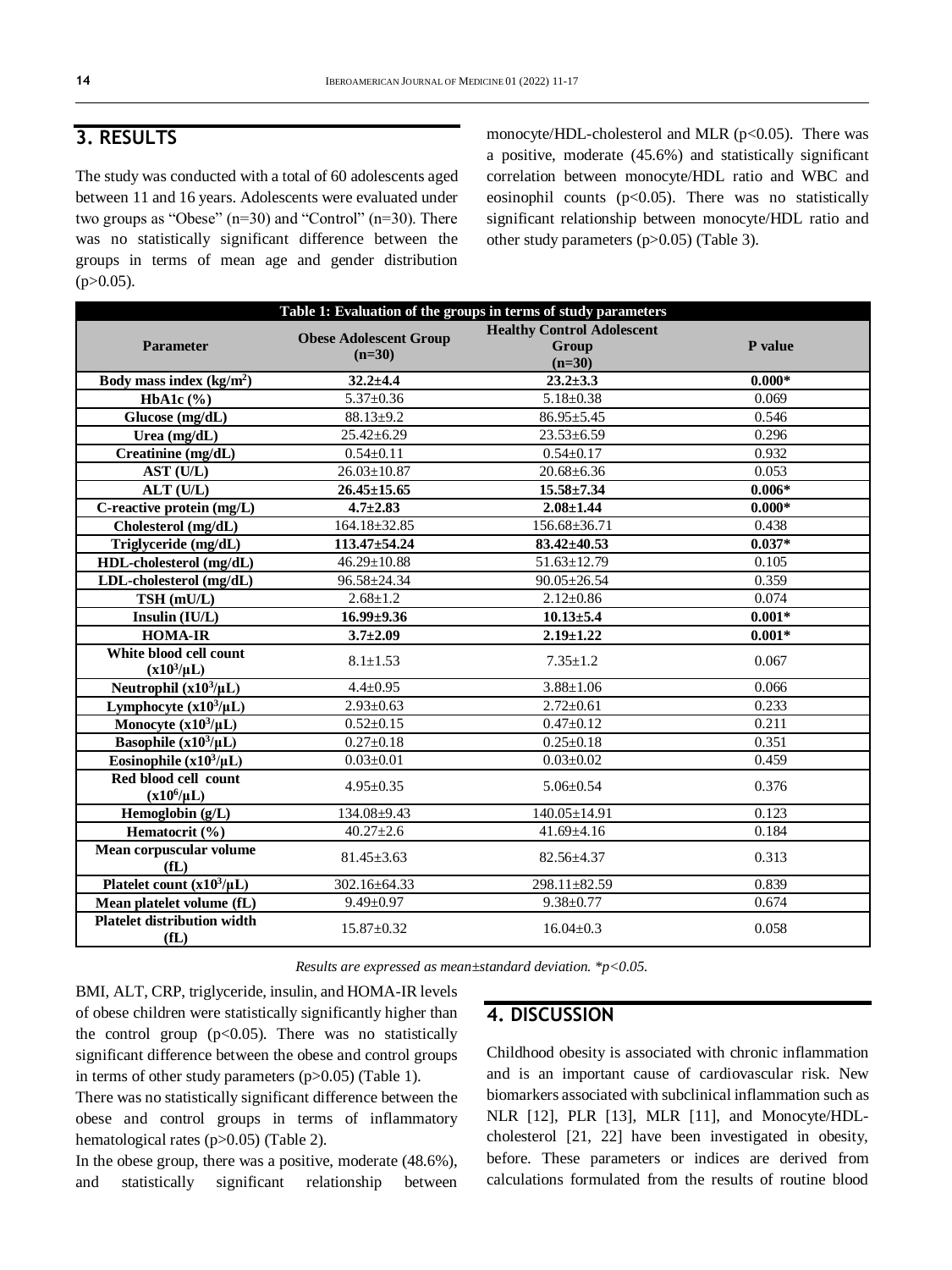## 3. RESULTS

The study was conducted with a total of 60 adolescents aged between 11 and 16 years. Adolescents were evaluated under two groups as "Obese" (n=30) and "Control" (n=30). There was no statistically significant difference between the groups in terms of mean age and gender distribution (p>0.05).

**Table 1: Evaluation of the groups in terms of study parameters**

| Parameter | Obese Adolescent Group (n=30) | Healthy Control Adolescent Group (n=30) | P value |
|---|---|---|---|
| **Body mass index (kg/m$^2$)** | **32.2±4.4** | **23.2±3.3** | **0.000*** |
| HbA1c (%) | 5.37±0.36 | 5.18±0.38 | 0.069 |
| Glucose (mg/dL) | 88.13±9.2 | 86.95±5.45 | 0.546 |
| Urea (mg/dL) | 25.42±6.29 | 23.53±6.59 | 0.296 |
| Creatinine (mg/dL) | 0.54±0.11 | 0.54±0.17 | 0.932 |
| AST (U/L) | 26.03±10.87 | 20.68±6.36 | 0.053 |
| **ALT (U/L)** | **26.45±15.65** | **15.58±7.34** | **0.006*** |
| **C-reactive protein (mg/L)** | **4.7±2.83** | **2.08±1.44** | **0.000*** |
| Cholesterol (mg/dL) | 164.18±32.85 | 156.68±36.71 | 0.438 |
| **Triglyceride (mg/dL)** | **113.47±54.24** | **83.42±40.53** | **0.037*** |
| HDL-cholesterol (mg/dL) | 46.29±10.88 | 51.63±12.79 | 0.105 |
| LDL-cholesterol (mg/dL) | 96.58±24.34 | 90.05±26.54 | 0.359 |
| TSH (mU/L) | 2.68±1.2 | 2.12±0.86 | 0.074 |
| **Insulin (IU/L)** | **16.99±9.36** | **10.13±5.4** | **0.001*** |
| **HOMA-IR** | **3.7±2.09** | **2.19±1.22** | **0.001*** |
| White blood cell count (x10$^3$/μL) | 8.1±1.53 | 7.35±1.2 | 0.067 |
| Neutrophil (x10$^3$/μL) | 4.4±0.95 | 3.88±1.06 | 0.066 |
| Lymphocyte (x10$^3$/μL) | 2.93±0.63 | 2.72±0.61 | 0.233 |
| Monocyte (x10$^3$/μL) | 0.52±0.15 | 0.47±0.12 | 0.211 |
| Basophile (x10$^3$/μL) | 0.27±0.18 | 0.25±0.18 | 0.351 |
| Eosinophile (x10$^3$/μL) | 0.03±0.01 | 0.03±0.02 | 0.459 |
| Red blood cell count (x10$^6$/μL) | 4.95±0.35 | 5.06±0.54 | 0.376 |
| Hemoglobin (g/L) | 134.08±9.43 | 140.05±14.91 | 0.123 |
| Hematocrit (%) | 40.27±2.6 | 41.69±4.16 | 0.184 |
| Mean corpuscular volume (fL) | 81.45±3.63 | 82.56±4.37 | 0.313 |
| Platelet count (x10$^3$/μL) | 302.16±64.33 | 298.11±82.59 | 0.839 |
| Mean platelet volume (fL) | 9.49±0.97 | 9.38±0.77 | 0.674 |
| Platelet distribution width (fL) | 15.87±0.32 | 16.04±0.3 | 0.058 |

*Results are expressed as mean±standard deviation. *p<0.05.*

BMI, ALT, CRP, triglyceride, insulin, and HOMA-IR levels of obese children were statistically significantly higher than the control group (p<0.05). There was no statistically significant difference between the obese and control groups in terms of other study parameters (p>0.05) (Table 1).

There was no statistically significant difference between the obese and control groups in terms of inflammatory hematological rates (p>0.05) (Table 2).

In the obese group, there was a positive, moderate (48.6%), and statistically significant relationship between monocyte/HDL-cholesterol and MLR (p<0.05). There was a positive, moderate (45.6%) and statistically significant correlation between monocyte/HDL ratio and WBC and eosinophil counts (p<0.05). There was no statistically significant relationship between monocyte/HDL ratio and other study parameters (p>0.05) (Table 3).

## 4. DISCUSSION

Childhood obesity is associated with chronic inflammation and is an important cause of cardiovascular risk. New biomarkers associated with subclinical inflammation such as NLR [12], PLR [13], MLR [11], and Monocyte/HDL-cholesterol [21, 22] have been investigated in obesity, before. These parameters or indices are derived from calculations formulated from the results of routine blood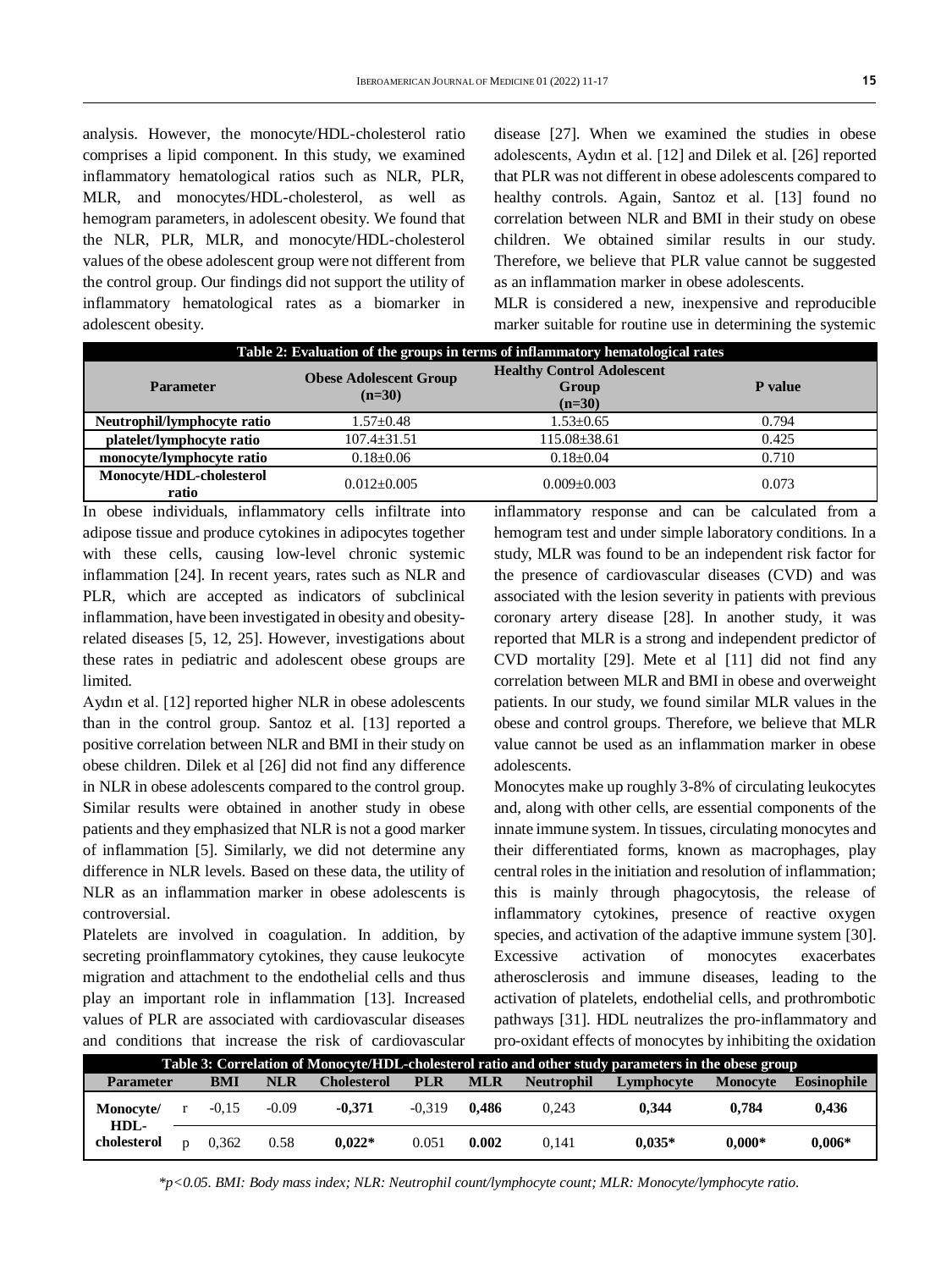analysis. However, the monocyte/HDL-cholesterol ratio comprises a lipid component. In this study, we examined inflammatory hematological ratios such as NLR, PLR, MLR, and monocytes/HDL-cholesterol, as well as hemogram parameters, in adolescent obesity. We found that the NLR, PLR, MLR, and monocyte/HDL-cholesterol values of the obese adolescent group were not different from the control group. Our findings did not support the utility of inflammatory hematological rates as a biomarker in adolescent obesity.

**Table 2: Evaluation of the groups in terms of inflammatory hematological rates**

| Parameter | Obese Adolescent Group (n=30) | Healthy Control Adolescent Group (n=30) | P value |
|---|---|---|---|
| Neutrophil/lymphocyte ratio | 1.57±0.48 | 1.53±0.65 | 0.794 |
| platelet/lymphocyte ratio | 107.4±31.51 | 115.08±38.61 | 0.425 |
| monocyte/lymphocyte ratio | 0.18±0.06 | 0.18±0.04 | 0.710 |
| Monocyte/HDL-cholesterol ratio | 0.012±0.005 | 0.009±0.003 | 0.073 |

In obese individuals, inflammatory cells infiltrate into adipose tissue and produce cytokines in adipocytes together with these cells, causing low-level chronic systemic inflammation [24]. In recent years, rates such as NLR and PLR, which are accepted as indicators of subclinical inflammation, have been investigated in obesity and obesity-related diseases [5, 12, 25]. However, investigations about these rates in pediatric and adolescent obese groups are limited.

Aydın et al. [12] reported higher NLR in obese adolescents than in the control group. Santoz et al. [13] reported a positive correlation between NLR and BMI in their study on obese children. Dilek et al [26] did not find any difference in NLR in obese adolescents compared to the control group. Similar results were obtained in another study in obese patients and they emphasized that NLR is not a good marker of inflammation [5]. Similarly, we did not determine any difference in NLR levels. Based on these data, the utility of NLR as an inflammation marker in obese adolescents is controversial.

Platelets are involved in coagulation. In addition, by secreting proinflammatory cytokines, they cause leukocyte migration and attachment to the endothelial cells and thus play an important role in inflammation [13]. Increased values of PLR are associated with cardiovascular diseases and conditions that increase the risk of cardiovascular disease [27]. When we examined the studies in obese adolescents, Aydın et al. [12] and Dilek et al. [26] reported that PLR was not different in obese adolescents compared to healthy controls. Again, Santoz et al. [13] found no correlation between NLR and BMI in their study on obese children. We obtained similar results in our study. Therefore, we believe that PLR value cannot be suggested as an inflammation marker in obese adolescents.

MLR is considered a new, inexpensive and reproducible marker suitable for routine use in determining the systemic inflammatory response and can be calculated from a hemogram test and under simple laboratory conditions. In a study, MLR was found to be an independent risk factor for the presence of cardiovascular diseases (CVD) and was associated with the lesion severity in patients with previous coronary artery disease [28]. In another study, it was reported that MLR is a strong and independent predictor of CVD mortality [29]. Mete et al [11] did not find any correlation between MLR and BMI in obese and overweight patients. In our study, we found similar MLR values in the obese and control groups. Therefore, we believe that MLR value cannot be used as an inflammation marker in obese adolescents.

Monocytes make up roughly 3-8% of circulating leukocytes and, along with other cells, are essential components of the innate immune system. In tissues, circulating monocytes and their differentiated forms, known as macrophages, play central roles in the initiation and resolution of inflammation; this is mainly through phagocytosis, the release of inflammatory cytokines, presence of reactive oxygen species, and activation of the adaptive immune system [30]. Excessive activation of monocytes exacerbates atherosclerosis and immune diseases, leading to the activation of platelets, endothelial cells, and prothrombotic pathways [31]. HDL neutralizes the pro-inflammatory and pro-oxidant effects of monocytes by inhibiting the oxidation

**Table 3: Correlation of Monocyte/HDL-cholesterol ratio and other study parameters in the obese group**

| Parameter | | BMI | NLR | Cholesterol | PLR | MLR | Neutrophil | Lymphocyte | Monocyte | Eosinophile |
|---|---|---|---|---|---|---|---|---|---|---|
| Monocyte/ HDL-cholesterol | r | -0,15 | -0.09 | **-0,371** | -0,319 | **0,486** | 0,243 | **0,344** | **0,784** | **0,436** |
| | p | 0,362 | 0.58 | **0,022*** | 0.051 | **0.002** | 0,141 | **0,035*** | **0,000*** | **0,006*** |

*$p<0.05$. BMI: Body mass index; NLR: Neutrophil count/lymphocyte count; MLR: Monocyte/lymphocyte ratio.*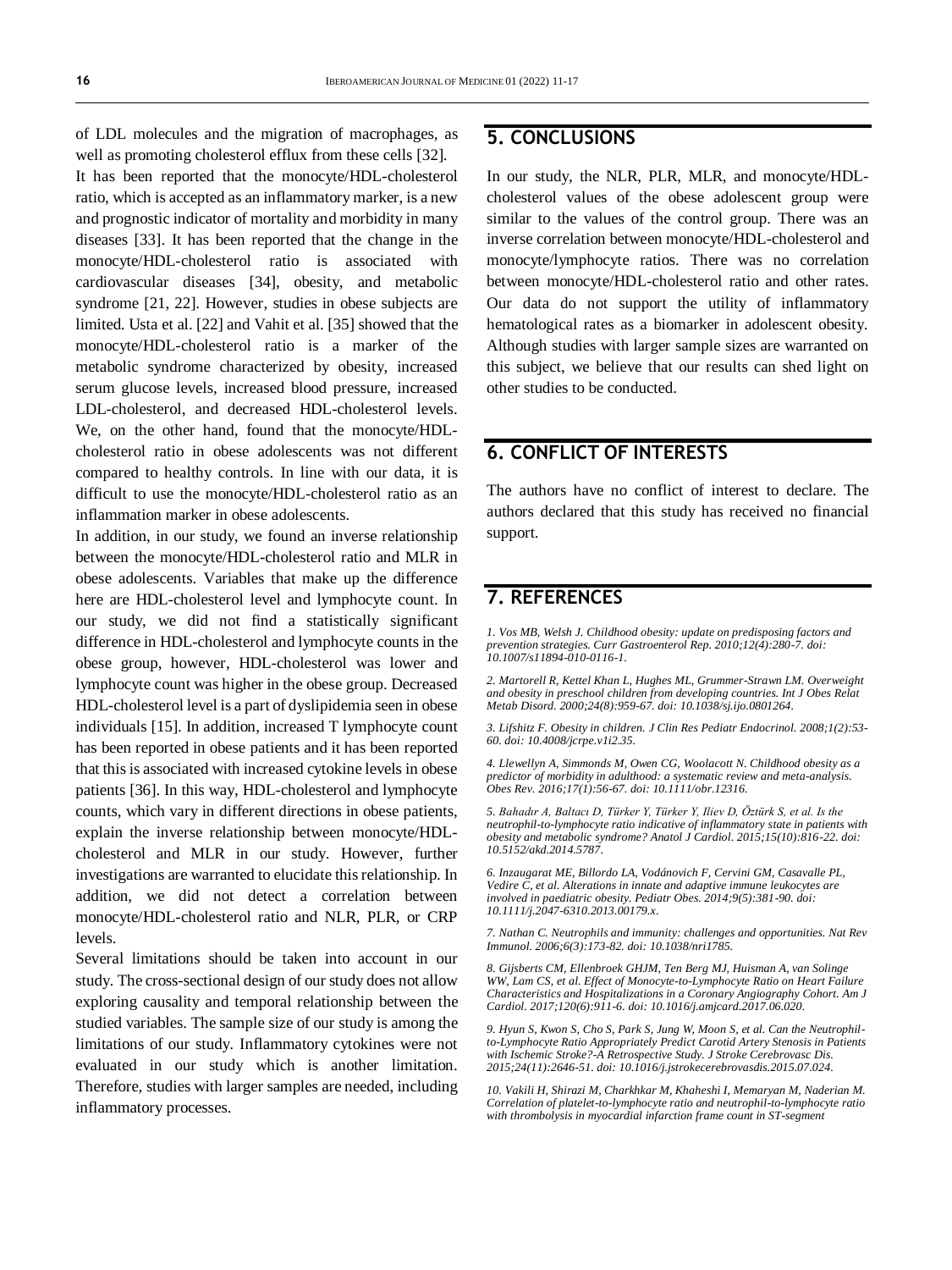of LDL molecules and the migration of macrophages, as well as promoting cholesterol efflux from these cells [32].

It has been reported that the monocyte/HDL-cholesterol ratio, which is accepted as an inflammatory marker, is a new and prognostic indicator of mortality and morbidity in many diseases [33]. It has been reported that the change in the monocyte/HDL-cholesterol ratio is associated with cardiovascular diseases [34], obesity, and metabolic syndrome [21, 22]. However, studies in obese subjects are limited. Usta et al. [22] and Vahit et al. [35] showed that the monocyte/HDL-cholesterol ratio is a marker of the metabolic syndrome characterized by obesity, increased serum glucose levels, increased blood pressure, increased LDL-cholesterol, and decreased HDL-cholesterol levels. We, on the other hand, found that the monocyte/HDL-cholesterol ratio in obese adolescents was not different compared to healthy controls. In line with our data, it is difficult to use the monocyte/HDL-cholesterol ratio as an inflammation marker in obese adolescents.

In addition, in our study, we found an inverse relationship between the monocyte/HDL-cholesterol ratio and MLR in obese adolescents. Variables that make up the difference here are HDL-cholesterol level and lymphocyte count. In our study, we did not find a statistically significant difference in HDL-cholesterol and lymphocyte counts in the obese group, however, HDL-cholesterol was lower and lymphocyte count was higher in the obese group. Decreased HDL-cholesterol level is a part of dyslipidemia seen in obese individuals [15]. In addition, increased T lymphocyte count has been reported in obese patients and it has been reported that this is associated with increased cytokine levels in obese patients [36]. In this way, HDL-cholesterol and lymphocyte counts, which vary in different directions in obese patients, explain the inverse relationship between monocyte/HDL-cholesterol and MLR in our study. However, further investigations are warranted to elucidate this relationship. In addition, we did not detect a correlation between monocyte/HDL-cholesterol ratio and NLR, PLR, or CRP levels.

Several limitations should be taken into account in our study. The cross-sectional design of our study does not allow exploring causality and temporal relationship between the studied variables. The sample size of our study is among the limitations of our study. Inflammatory cytokines were not evaluated in our study which is another limitation. Therefore, studies with larger samples are needed, including inflammatory processes.

## 5. CONCLUSIONS

In our study, the NLR, PLR, MLR, and monocyte/HDL-cholesterol values of the obese adolescent group were similar to the values of the control group. There was an inverse correlation between monocyte/HDL-cholesterol and monocyte/lymphocyte ratios. There was no correlation between monocyte/HDL-cholesterol ratio and other rates. Our data do not support the utility of inflammatory hematological rates as a biomarker in adolescent obesity. Although studies with larger sample sizes are warranted on this subject, we believe that our results can shed light on other studies to be conducted.

## 6. CONFLICT OF INTERESTS

The authors have no conflict of interest to declare. The authors declared that this study has received no financial support.

## 7. REFERENCES

*1. Vos MB, Welsh J. Childhood obesity: update on predisposing factors and prevention strategies. Curr Gastroenterol Rep. 2010;12(4):280-7. doi: 10.1007/s11894-010-0116-1.*

*2. Martorell R, Kettel Khan L, Hughes ML, Grummer-Strawn LM. Overweight and obesity in preschool children from developing countries. Int J Obes Relat Metab Disord. 2000;24(8):959-67. doi: 10.1038/sj.ijo.0801264.*

*3. Lifshitz F. Obesity in children. J Clin Res Pediatr Endocrinol. 2008;1(2):53-60. doi: 10.4008/jcrpe.v1i2.35.*

*4. Llewellyn A, Simmonds M, Owen CG, Woolacott N. Childhood obesity as a predictor of morbidity in adulthood: a systematic review and meta-analysis. Obes Rev. 2016;17(1):56-67. doi: 10.1111/obr.12316.*

*5. Bahadır A, Baltacı D, Türker Y, Türker Y, Iliev D, Öztürk S, et al. Is the neutrophil-to-lymphocyte ratio indicative of inflammatory state in patients with obesity and metabolic syndrome? Anatol J Cardiol. 2015;15(10):816-22. doi: 10.5152/akd.2014.5787.*

*6. Inzaugarat ME, Billordo LA, Vodánovich F, Cervini GM, Casavalle PL, Vedire C, et al. Alterations in innate and adaptive immune leukocytes are involved in paediatric obesity. Pediatr Obes. 2014;9(5):381-90. doi: 10.1111/j.2047-6310.2013.00179.x.*

*7. Nathan C. Neutrophils and immunity: challenges and opportunities. Nat Rev Immunol. 2006;6(3):173-82. doi: 10.1038/nri1785.*

*8. Gijsberts CM, Ellenbroek GHJM, Ten Berg MJ, Huisman A, van Solinge WW, Lam CS, et al. Effect of Monocyte-to-Lymphocyte Ratio on Heart Failure Characteristics and Hospitalizations in a Coronary Angiography Cohort. Am J Cardiol. 2017;120(6):911-6. doi: 10.1016/j.amjcard.2017.06.020.*

*9. Hyun S, Kwon S, Cho S, Park S, Jung W, Moon S, et al. Can the Neutrophil-to-Lymphocyte Ratio Appropriately Predict Carotid Artery Stenosis in Patients with Ischemic Stroke?-A Retrospective Study. J Stroke Cerebrovasc Dis. 2015;24(11):2646-51. doi: 10.1016/j.jstrokecerebrovasdis.2015.07.024.*

*10. Vakili H, Shirazi M, Charkhkar M, Khaheshi I, Memaryan M, Naderian M. Correlation of platelet-to-lymphocyte ratio and neutrophil-to-lymphocyte ratio with thrombolysis in myocardial infarction frame count in ST-segment*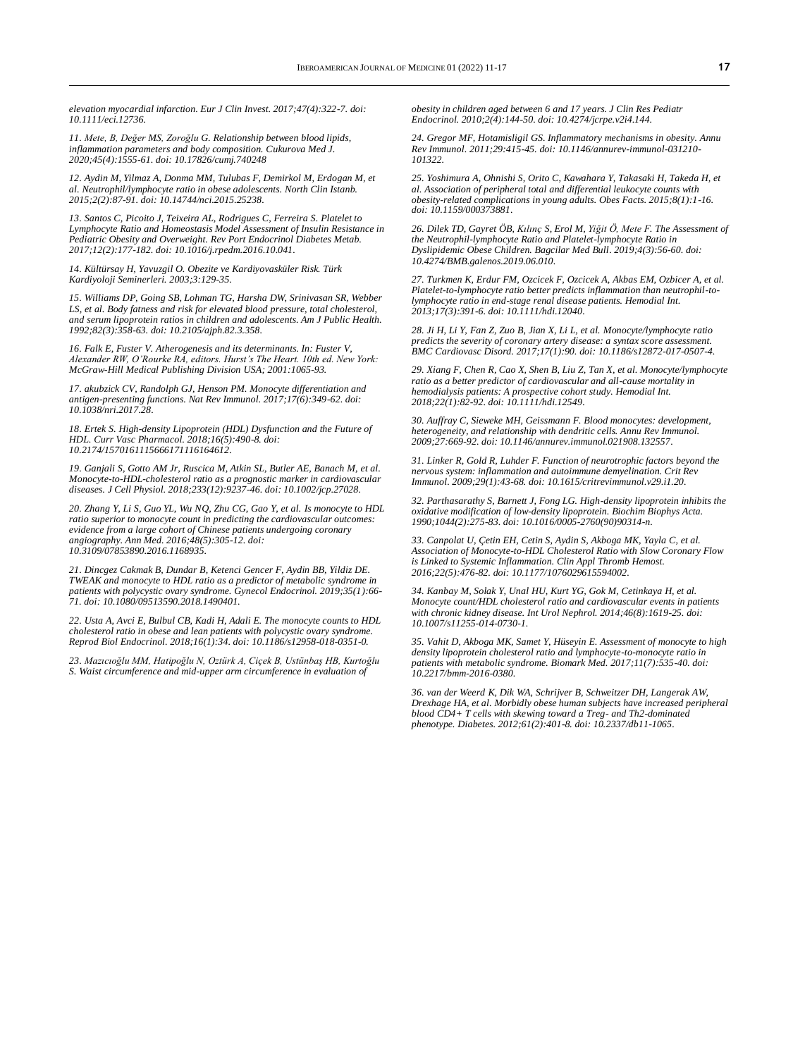*elevation myocardial infarction. Eur J Clin Invest. 2017;47(4):322-7. doi: 10.1111/eci.12736.*

*11. Mete, B, Değer MS, Zoroğlu G. Relationship between blood lipids, inflammation parameters and body composition. Cukurova Med J. 2020;45(4):1555-61. doi: 10.17826/cumj.740248*

*12. Aydin M, Yilmaz A, Donma MM, Tulubas F, Demirkol M, Erdogan M, et al. Neutrophil/lymphocyte ratio in obese adolescents. North Clin Istanb. 2015;2(2):87-91. doi: 10.14744/nci.2015.25238.*

*13. Santos C, Picoito J, Teixeira AL, Rodrigues C, Ferreira S. Platelet to Lymphocyte Ratio and Homeostasis Model Assessment of Insulin Resistance in Pediatric Obesity and Overweight. Rev Port Endocrinol Diabetes Metab. 2017;12(2):177-182. doi: 10.1016/j.rpedm.2016.10.041.*

*14. Kültürsay H, Yavuzgil O. Obezite ve Kardiyovasküler Risk. Türk Kardiyoloji Seminerleri. 2003;3:129-35.*

*15. Williams DP, Going SB, Lohman TG, Harsha DW, Srinivasan SR, Webber LS, et al. Body fatness and risk for elevated blood pressure, total cholesterol, and serum lipoprotein ratios in children and adolescents. Am J Public Health. 1992;82(3):358-63. doi: 10.2105/ajph.82.3.358.*

*16. Falk E, Fuster V. Atherogenesis and its determinants. In: Fuster V, Alexander RW, O'Rourke RA, editors. Hurst's The Heart. 10th ed. New York: McGraw-Hill Medical Publishing Division USA; 2001:1065-93.*

*17. akubzick CV, Randolph GJ, Henson PM. Monocyte differentiation and antigen-presenting functions. Nat Rev Immunol. 2017;17(6):349-62. doi: 10.1038/nri.2017.28.*

*18. Ertek S. High-density Lipoprotein (HDL) Dysfunction and the Future of HDL. Curr Vasc Pharmacol. 2018;16(5):490-8. doi: 10.2174/1570161115666171116164612.*

*19. Ganjali S, Gotto AM Jr, Ruscica M, Atkin SL, Butler AE, Banach M, et al. Monocyte-to-HDL-cholesterol ratio as a prognostic marker in cardiovascular diseases. J Cell Physiol. 2018;233(12):9237-46. doi: 10.1002/jcp.27028.*

*20. Zhang Y, Li S, Guo YL, Wu NQ, Zhu CG, Gao Y, et al. Is monocyte to HDL ratio superior to monocyte count in predicting the cardiovascular outcomes: evidence from a large cohort of Chinese patients undergoing coronary angiography. Ann Med. 2016;48(5):305-12. doi: 10.3109/07853890.2016.1168935.*

*21. Dincgez Cakmak B, Dundar B, Ketenci Gencer F, Aydin BB, Yildiz DE. TWEAK and monocyte to HDL ratio as a predictor of metabolic syndrome in patients with polycystic ovary syndrome. Gynecol Endocrinol. 2019;35(1):66-71. doi: 10.1080/09513590.2018.1490401.*

*22. Usta A, Avci E, Bulbul CB, Kadi H, Adali E. The monocyte counts to HDL cholesterol ratio in obese and lean patients with polycystic ovary syndrome. Reprod Biol Endocrinol. 2018;16(1):34. doi: 10.1186/s12958-018-0351-0.*

*23. Mazıcıoğlu MM, Hatipoğlu N, Oztürk A, Ciçek B, Ustünbaş HB, Kurtoğlu S. Waist circumference and mid-upper arm circumference in evaluation of obesity in children aged between 6 and 17 years. J Clin Res Pediatr Endocrinol. 2010;2(4):144-50. doi: 10.4274/jcrpe.v2i4.144.*

*24. Gregor MF, Hotamisligil GS. Inflammatory mechanisms in obesity. Annu Rev Immunol. 2011;29:415-45. doi: 10.1146/annurev-immunol-031210-101322.*

*25. Yoshimura A, Ohnishi S, Orito C, Kawahara Y, Takasaki H, Takeda H, et al. Association of peripheral total and differential leukocyte counts with obesity-related complications in young adults. Obes Facts. 2015;8(1):1-16. doi: 10.1159/000373881.*

*26. Dilek TD, Gayret ÖB, Kılınç S, Erol M, Yiğit Ö, Mete F. The Assessment of the Neutrophil-lymphocyte Ratio and Platelet-lymphocyte Ratio in Dyslipidemic Obese Children. Bagcilar Med Bull. 2019;4(3):56-60. doi: 10.4274/BMB.galenos.2019.06.010.*

*27. Turkmen K, Erdur FM, Ozcicek F, Ozcicek A, Akbas EM, Ozbicer A, et al. Platelet-to-lymphocyte ratio better predicts inflammation than neutrophil-to-lymphocyte ratio in end-stage renal disease patients. Hemodial Int. 2013;17(3):391-6. doi: 10.1111/hdi.12040.*

*28. Ji H, Li Y, Fan Z, Zuo B, Jian X, Li L, et al. Monocyte/lymphocyte ratio predicts the severity of coronary artery disease: a syntax score assessment. BMC Cardiovasc Disord. 2017;17(1):90. doi: 10.1186/s12872-017-0507-4.*

*29. Xiang F, Chen R, Cao X, Shen B, Liu Z, Tan X, et al. Monocyte/lymphocyte ratio as a better predictor of cardiovascular and all-cause mortality in hemodialysis patients: A prospective cohort study. Hemodial Int. 2018;22(1):82-92. doi: 10.1111/hdi.12549.*

*30. Auffray C, Sieweke MH, Geissmann F. Blood monocytes: development, heterogeneity, and relationship with dendritic cells. Annu Rev Immunol. 2009;27:669-92. doi: 10.1146/annurev.immunol.021908.132557.*

*31. Linker R, Gold R, Luhder F. Function of neurotrophic factors beyond the nervous system: inflammation and autoimmune demyelination. Crit Rev Immunol. 2009;29(1):43-68. doi: 10.1615/critrevimmunol.v29.i1.20.*

*32. Parthasarathy S, Barnett J, Fong LG. High-density lipoprotein inhibits the oxidative modification of low-density lipoprotein. Biochim Biophys Acta. 1990;1044(2):275-83. doi: 10.1016/0005-2760(90)90314-n.*

*33. Canpolat U, Çetin EH, Cetin S, Aydin S, Akboga MK, Yayla C, et al. Association of Monocyte-to-HDL Cholesterol Ratio with Slow Coronary Flow is Linked to Systemic Inflammation. Clin Appl Thromb Hemost. 2016;22(5):476-82. doi: 10.1177/1076029615594002.*

*34. Kanbay M, Solak Y, Unal HU, Kurt YG, Gok M, Cetinkaya H, et al. Monocyte count/HDL cholesterol ratio and cardiovascular events in patients with chronic kidney disease. Int Urol Nephrol. 2014;46(8):1619-25. doi: 10.1007/s11255-014-0730-1.*

*35. Vahit D, Akboga MK, Samet Y, Hüseyin E. Assessment of monocyte to high density lipoprotein cholesterol ratio and lymphocyte-to-monocyte ratio in patients with metabolic syndrome. Biomark Med. 2017;11(7):535-40. doi: 10.2217/bmm-2016-0380.*

*36. van der Weerd K, Dik WA, Schrijver B, Schweitzer DH, Langerak AW, Drexhage HA, et al. Morbidly obese human subjects have increased peripheral blood CD4+ T cells with skewing toward a Treg- and Th2-dominated phenotype. Diabetes. 2012;61(2):401-8. doi: 10.2337/db11-1065.*